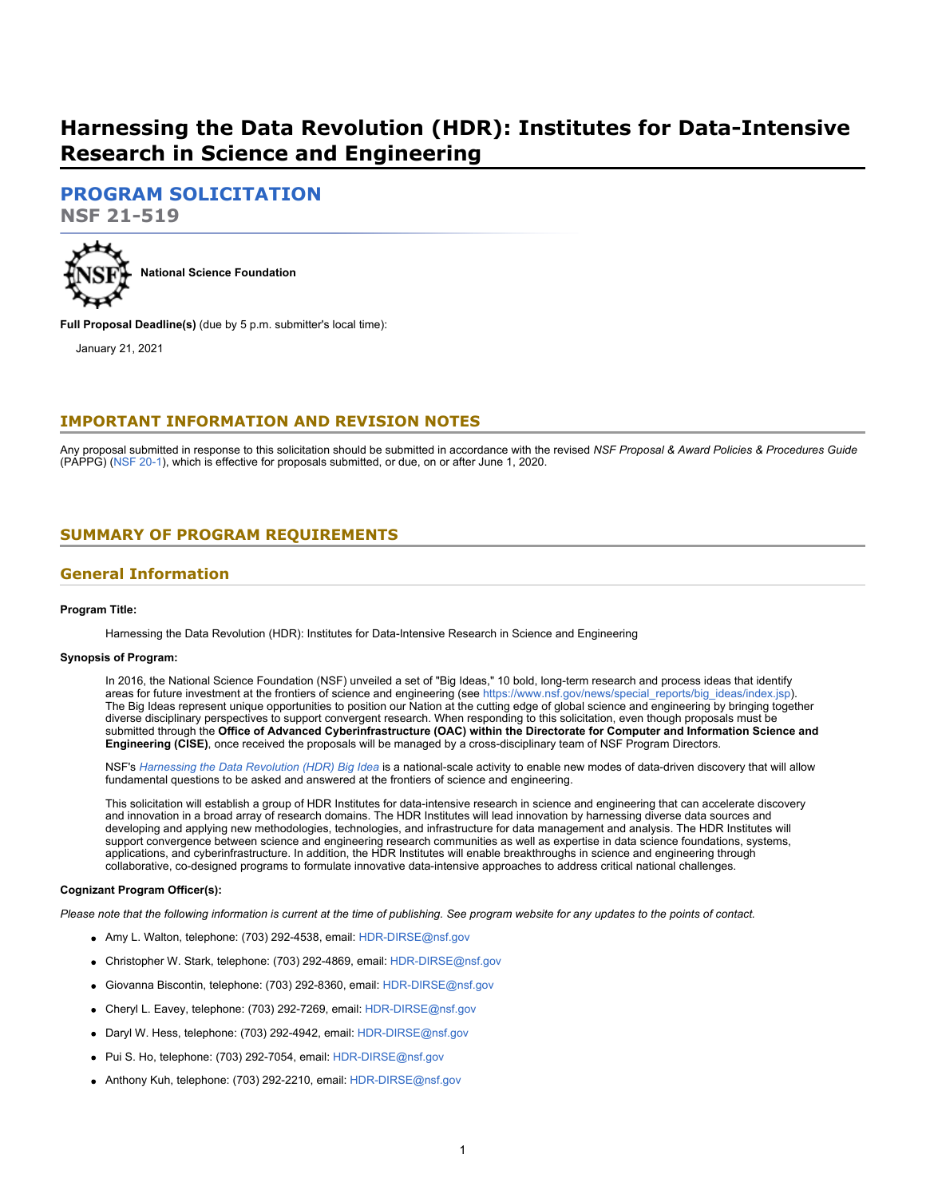# Harnessing the Data Revolution (HDR): Institutes for Data-Intensive Research in Science and Engineering

## PROGRAM SOLICITATION

**NSF 21-519**

**National Science Foundation**

**Full Proposal Deadline(s)** (due by 5 p.m. submitter's local time):

January 21, 2021

## IMPORTANT INFORMATION AND REVISION NOTES

Any proposal submitted in response to this solicitation should be submitted in accordance with the revised *NSF Proposal & Award Policies & Procedures Guide* (PAPPG) (NSF 20-1), which is effective for proposals submitted, or due, on or after June 1, 2020.

## SUMMARY OF PROGRAM REQUIREMENTS

### General Information

**Program Title:**

Harnessing the Data Revolution (HDR): Institutes for Data-Intensive Research in Science and Engineering

**Synopsis of Program:**

In 2016, the National Science Foundation (NSF) unveiled a set of "Big Ideas," 10 bold, long-term research and process ideas that identify areas for future investment at the frontiers of science and engineering (see https://www.nsf.gov/news/special_reports/big_ideas/index.jsp). The Big Ideas represent unique opportunities to position our Nation at the cutting edge of global science and engineering by bringing together diverse disciplinary perspectives to support convergent research. When responding to this solicitation, even though proposals must be submitted through the **Office of Advanced Cyberinfrastructure (OAC) within the Directorate for Computer and Information Science and Engineering (CISE)**, once received the proposals will be managed by a cross-disciplinary team of NSF Program Directors.

NSF's *Harnessing the Data Revolution (HDR) Big Idea* is a national-scale activity to enable new modes of data-driven discovery that will allow fundamental questions to be asked and answered at the frontiers of science and engineering.

This solicitation will establish a group of HDR Institutes for data-intensive research in science and engineering that can accelerate discovery and innovation in a broad array of research domains. The HDR Institutes will lead innovation by harnessing diverse data sources and developing and applying new methodologies, technologies, and infrastructure for data management and analysis. The HDR Institutes will support convergence between science and engineering research communities as well as expertise in data science foundations, systems, applications, and cyberinfrastructure. In addition, the HDR Institutes will enable breakthroughs in science and engineering through collaborative, co-designed programs to formulate innovative data-intensive approaches to address critical national challenges.

**Cognizant Program Officer(s):**

*Please note that the following information is current at the time of publishing. See program website for any updates to the points of contact.*

- Amy L. Walton, telephone: (703) 292-4538, email: HDR-DIRSE@nsf.gov
- Christopher W. Stark, telephone: (703) 292-4869, email: HDR-DIRSE@nsf.gov
- Giovanna Biscontin, telephone: (703) 292-8360, email: HDR-DIRSE@nsf.gov
- Cheryl L. Eavey, telephone: (703) 292-7269, email: HDR-DIRSE@nsf.gov
- Daryl W. Hess, telephone: (703) 292-4942, email: HDR-DIRSE@nsf.gov
- Pui S. Ho, telephone: (703) 292-7054, email: HDR-DIRSE@nsf.gov
- Anthony Kuh, telephone: (703) 292-2210, email: HDR-DIRSE@nsf.gov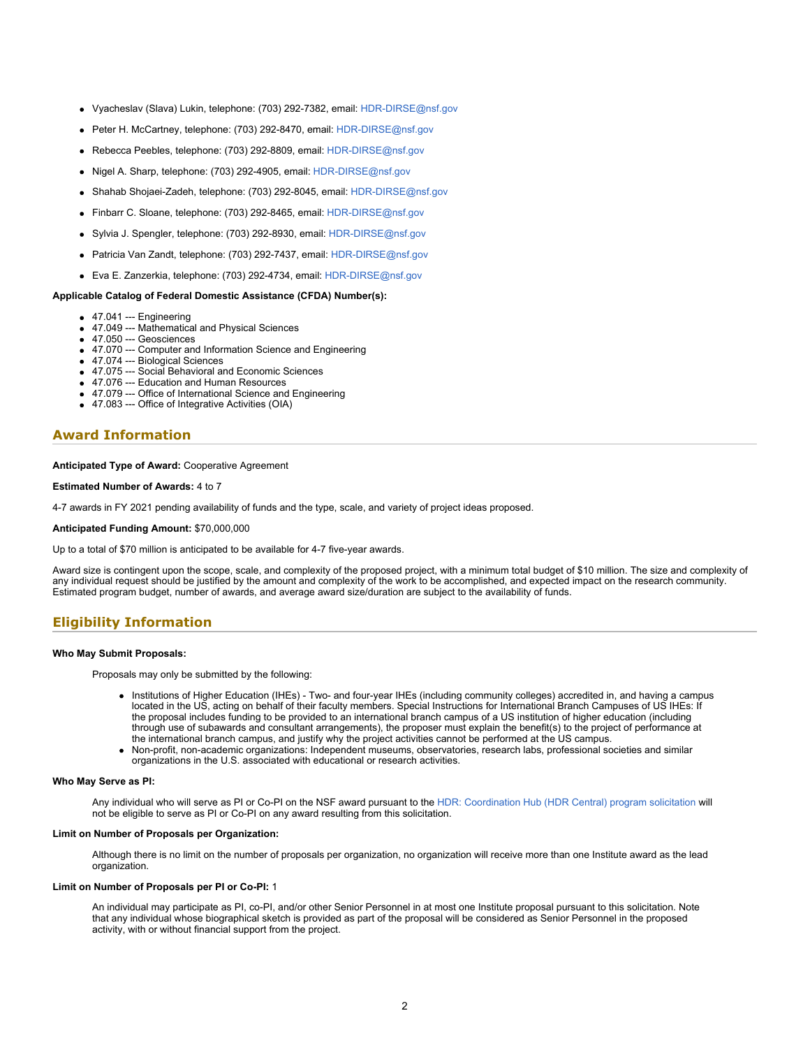- Vyacheslav (Slava) Lukin, telephone: (703) 292-7382, email: HDR-DIRSE@nsf.gov
- Peter H. McCartney, telephone: (703) 292-8470, email: HDR-DIRSE@nsf.gov
- Rebecca Peebles, telephone: (703) 292-8809, email: HDR-DIRSE@nsf.gov
- Nigel A. Sharp, telephone: (703) 292-4905, email: HDR-DIRSE@nsf.gov
- Shahab Shojaei-Zadeh, telephone: (703) 292-8045, email: HDR-DIRSE@nsf.gov
- Finbarr C. Sloane, telephone: (703) 292-8465, email: HDR-DIRSE@nsf.gov
- Sylvia J. Spengler, telephone: (703) 292-8930, email: HDR-DIRSE@nsf.gov
- Patricia Van Zandt, telephone: (703) 292-7437, email: HDR-DIRSE@nsf.gov
- Eva E. Zanzerkia, telephone: (703) 292-4734, email: HDR-DIRSE@nsf.gov

**Applicable Catalog of Federal Domestic Assistance (CFDA) Number(s):**

- 47.041 --- Engineering
- 47.049 --- Mathematical and Physical Sciences
- 47.050 --- Geosciences
- 47.070 --- Computer and Information Science and Engineering
- 47.074 --- Biological Sciences
- 47.075 --- Social Behavioral and Economic Sciences
- 47.076 --- Education and Human Resources
- 47.079 --- Office of International Science and Engineering
- 47.083 --- Office of Integrative Activities (OIA)

## Award Information

**Anticipated Type of Award:** Cooperative Agreement

**Estimated Number of Awards:** 4 to 7

4-7 awards in FY 2021 pending availability of funds and the type, scale, and variety of project ideas proposed.

**Anticipated Funding Amount:** $70,000,000

Up to a total of $70 million is anticipated to be available for 4-7 five-year awards.

Award size is contingent upon the scope, scale, and complexity of the proposed project, with a minimum total budget of $10 million. The size and complexity of any individual request should be justified by the amount and complexity of the work to be accomplished, and expected impact on the research community. Estimated program budget, number of awards, and average award size/duration are subject to the availability of funds.

## Eligibility Information

**Who May Submit Proposals:**

Proposals may only be submitted by the following:

- Institutions of Higher Education (IHEs) - Two- and four-year IHEs (including community colleges) accredited in, and having a campus located in the US, acting on behalf of their faculty members. Special Instructions for International Branch Campuses of US IHEs: If the proposal includes funding to be provided to an international branch campus of a US institution of higher education (including through use of subawards and consultant arrangements), the proposer must explain the benefit(s) to the project of performance at the international branch campus, and justify why the project activities cannot be performed at the US campus.
- Non-profit, non-academic organizations: Independent museums, observatories, research labs, professional societies and similar organizations in the U.S. associated with educational or research activities.

**Who May Serve as PI:**

Any individual who will serve as PI or Co-PI on the NSF award pursuant to the HDR: Coordination Hub (HDR Central) program solicitation will not be eligible to serve as PI or Co-PI on any award resulting from this solicitation.

**Limit on Number of Proposals per Organization:**

Although there is no limit on the number of proposals per organization, no organization will receive more than one Institute award as the lead organization.

**Limit on Number of Proposals per PI or Co-PI:** 1

An individual may participate as PI, co-PI, and/or other Senior Personnel in at most one Institute proposal pursuant to this solicitation. Note that any individual whose biographical sketch is provided as part of the proposal will be considered as Senior Personnel in the proposed activity, with or without financial support from the project.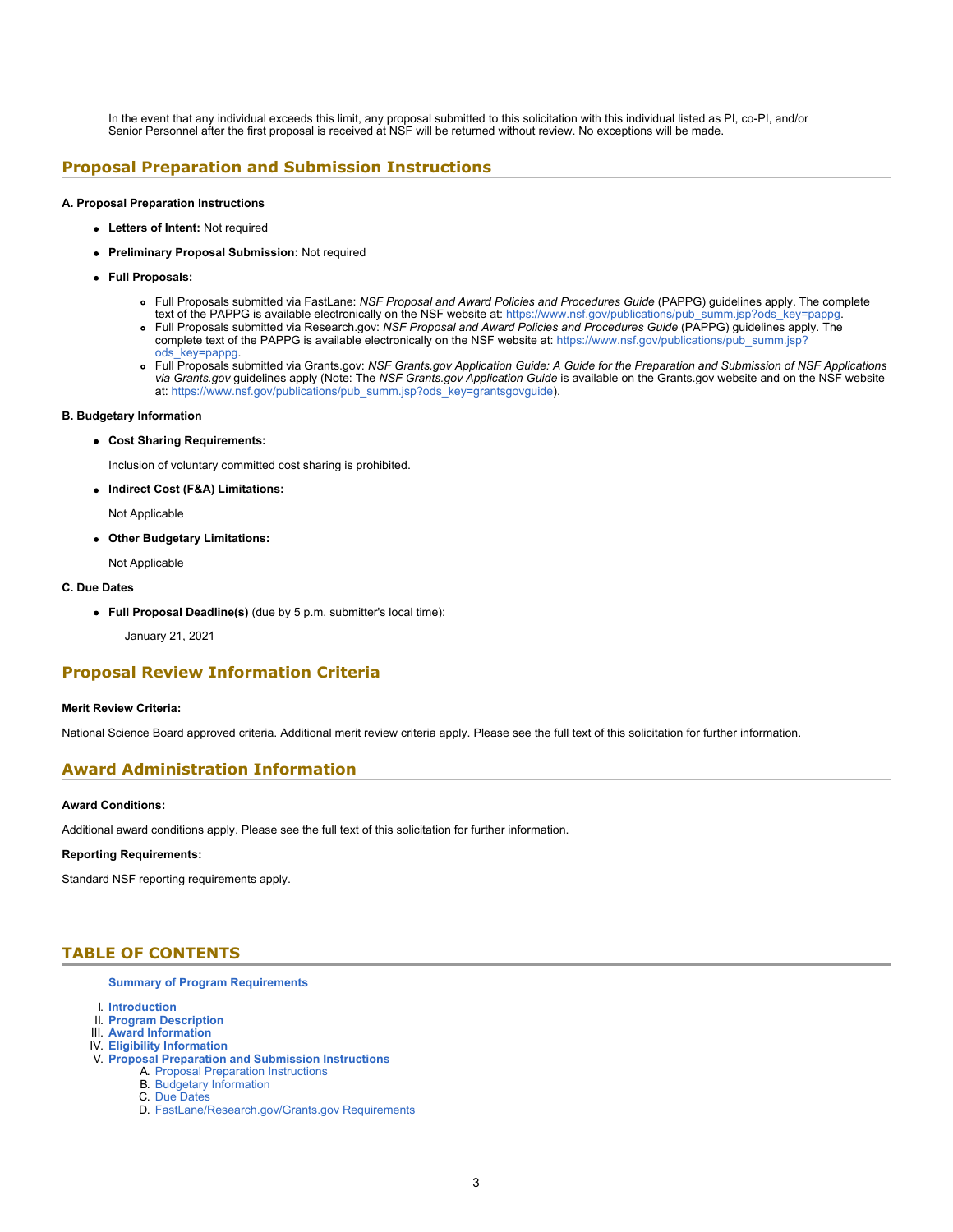In the event that any individual exceeds this limit, any proposal submitted to this solicitation with this individual listed as PI, co-PI, and/or Senior Personnel after the first proposal is received at NSF will be returned without review. No exceptions will be made.

## Proposal Preparation and Submission Instructions

**A. Proposal Preparation Instructions**

- **Letters of Intent:** Not required
- **Preliminary Proposal Submission:** Not required
- **Full Proposals:**
  - Full Proposals submitted via FastLane: *NSF Proposal and Award Policies and Procedures Guide* (PAPPG) guidelines apply. The complete text of the PAPPG is available electronically on the NSF website at: https://www.nsf.gov/publications/pub_summ.jsp?ods_key=pappg.
  - Full Proposals submitted via Research.gov: *NSF Proposal and Award Policies and Procedures Guide* (PAPPG) guidelines apply. The complete text of the PAPPG is available electronically on the NSF website at: https://www.nsf.gov/publications/pub_summ.jsp?ods_key=pappg.
  - Full Proposals submitted via Grants.gov: *NSF Grants.gov Application Guide: A Guide for the Preparation and Submission of NSF Applications via Grants.gov* guidelines apply (Note: The *NSF Grants.gov Application Guide* is available on the Grants.gov website and on the NSF website at: https://www.nsf.gov/publications/pub_summ.jsp?ods_key=grantsgovguide).

**B. Budgetary Information**

- **Cost Sharing Requirements:**

  Inclusion of voluntary committed cost sharing is prohibited.

- **Indirect Cost (F&A) Limitations:**

  Not Applicable

- **Other Budgetary Limitations:**

  Not Applicable

**C. Due Dates**

- **Full Proposal Deadline(s)** (due by 5 p.m. submitter's local time):

  January 21, 2021

## Proposal Review Information Criteria

**Merit Review Criteria:**

National Science Board approved criteria. Additional merit review criteria apply. Please see the full text of this solicitation for further information.

## Award Administration Information

**Award Conditions:**

Additional award conditions apply. Please see the full text of this solicitation for further information.

**Reporting Requirements:**

Standard NSF reporting requirements apply.

## TABLE OF CONTENTS

**Summary of Program Requirements**

I. **Introduction**
II. **Program Description**
III. **Award Information**
IV. **Eligibility Information**
V. **Proposal Preparation and Submission Instructions**
   A. Proposal Preparation Instructions
   B. Budgetary Information
   C. Due Dates
   D. FastLane/Research.gov/Grants.gov Requirements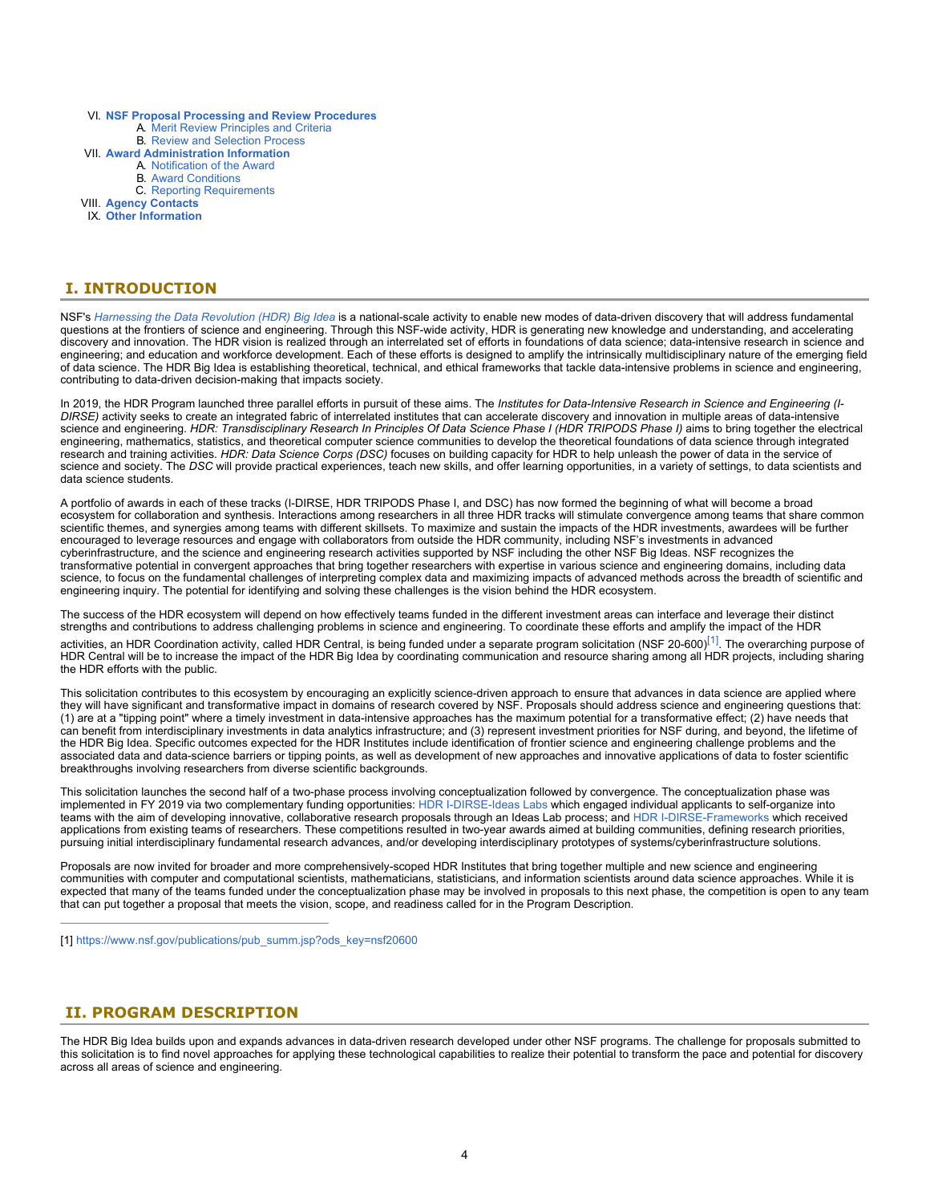- VI. **NSF Proposal Processing and Review Procedures**
  - A. Merit Review Principles and Criteria
  - B. Review and Selection Process
- VII. **Award Administration Information**
  - A. Notification of the Award
  - B. Award Conditions
  - C. Reporting Requirements
- VIII. **Agency Contacts**
- IX. **Other Information**

## I. INTRODUCTION

NSF's *Harnessing the Data Revolution (HDR) Big Idea* is a national-scale activity to enable new modes of data-driven discovery that will address fundamental questions at the frontiers of science and engineering. Through this NSF-wide activity, HDR is generating new knowledge and understanding, and accelerating discovery and innovation. The HDR vision is realized through an interrelated set of efforts in foundations of data science; data-intensive research in science and engineering; and education and workforce development. Each of these efforts is designed to amplify the intrinsically multidisciplinary nature of the emerging field of data science. The HDR Big Idea is establishing theoretical, technical, and ethical frameworks that tackle data-intensive problems in science and engineering, contributing to data-driven decision-making that impacts society.

In 2019, the HDR Program launched three parallel efforts in pursuit of these aims. The *Institutes for Data-Intensive Research in Science and Engineering (I-DIRSE)* activity seeks to create an integrated fabric of interrelated institutes that can accelerate discovery and innovation in multiple areas of data-intensive science and engineering. *HDR: Transdisciplinary Research In Principles Of Data Science Phase I (HDR TRIPODS Phase I)* aims to bring together the electrical engineering, mathematics, statistics, and theoretical computer science communities to develop the theoretical foundations of data science through integrated research and training activities. *HDR: Data Science Corps (DSC)* focuses on building capacity for HDR to help unleash the power of data in the service of science and society. The *DSC* will provide practical experiences, teach new skills, and offer learning opportunities, in a variety of settings, to data scientists and data science students.

A portfolio of awards in each of these tracks (I-DIRSE, HDR TRIPODS Phase I, and DSC) has now formed the beginning of what will become a broad ecosystem for collaboration and synthesis. Interactions among researchers in all three HDR tracks will stimulate convergence among teams that share common scientific themes, and synergies among teams with different skillsets. To maximize and sustain the impacts of the HDR investments, awardees will be further encouraged to leverage resources and engage with collaborators from outside the HDR community, including NSF's investments in advanced cyberinfrastructure, and the science and engineering research activities supported by NSF including the other NSF Big Ideas. NSF recognizes the transformative potential in convergent approaches that bring together researchers with expertise in various science and engineering domains, including data science, to focus on the fundamental challenges of interpreting complex data and maximizing impacts of advanced methods across the breadth of scientific and engineering inquiry. The potential for identifying and solving these challenges is the vision behind the HDR ecosystem.

The success of the HDR ecosystem will depend on how effectively teams funded in the different investment areas can interface and leverage their distinct strengths and contributions to address challenging problems in science and engineering. To coordinate these efforts and amplify the impact of the HDR activities, an HDR Coordination activity, called HDR Central, is being funded under a separate program solicitation (NSF 20-600)[1]. The overarching purpose of HDR Central will be to increase the impact of the HDR Big Idea by coordinating communication and resource sharing among all HDR projects, including sharing the HDR efforts with the public.

This solicitation contributes to this ecosystem by encouraging an explicitly science-driven approach to ensure that advances in data science are applied where they will have significant and transformative impact in domains of research covered by NSF. Proposals should address science and engineering questions that: (1) are at a "tipping point" where a timely investment in data-intensive approaches has the maximum potential for a transformative effect; (2) have needs that can benefit from interdisciplinary investments in data analytics infrastructure; and (3) represent investment priorities for NSF during, and beyond, the lifetime of the HDR Big Idea. Specific outcomes expected for the HDR Institutes include identification of frontier science and engineering challenge problems and the associated data and data-science barriers or tipping points, as well as development of new approaches and innovative applications of data to foster scientific breakthroughs involving researchers from diverse scientific backgrounds.

This solicitation launches the second half of a two-phase process involving conceptualization followed by convergence. The conceptualization phase was implemented in FY 2019 via two complementary funding opportunities: HDR I-DIRSE-Ideas Labs which engaged individual applicants to self-organize into teams with the aim of developing innovative, collaborative research proposals through an Ideas Lab process; and HDR I-DIRSE-Frameworks which received applications from existing teams of researchers. These competitions resulted in two-year awards aimed at building communities, defining research priorities, pursuing initial interdisciplinary fundamental research advances, and/or developing interdisciplinary prototypes of systems/cyberinfrastructure solutions.

Proposals are now invited for broader and more comprehensively-scoped HDR Institutes that bring together multiple and new science and engineering communities with computer and computational scientists, mathematicians, statisticians, and information scientists around data science approaches. While it is expected that many of the teams funded under the conceptualization phase may be involved in proposals to this next phase, the competition is open to any team that can put together a proposal that meets the vision, scope, and readiness called for in the Program Description.

---

[1] https://www.nsf.gov/publications/pub_summ.jsp?ods_key=nsf20600

## II. PROGRAM DESCRIPTION

The HDR Big Idea builds upon and expands advances in data-driven research developed under other NSF programs. The challenge for proposals submitted to this solicitation is to find novel approaches for applying these technological capabilities to realize their potential to transform the pace and potential for discovery across all areas of science and engineering.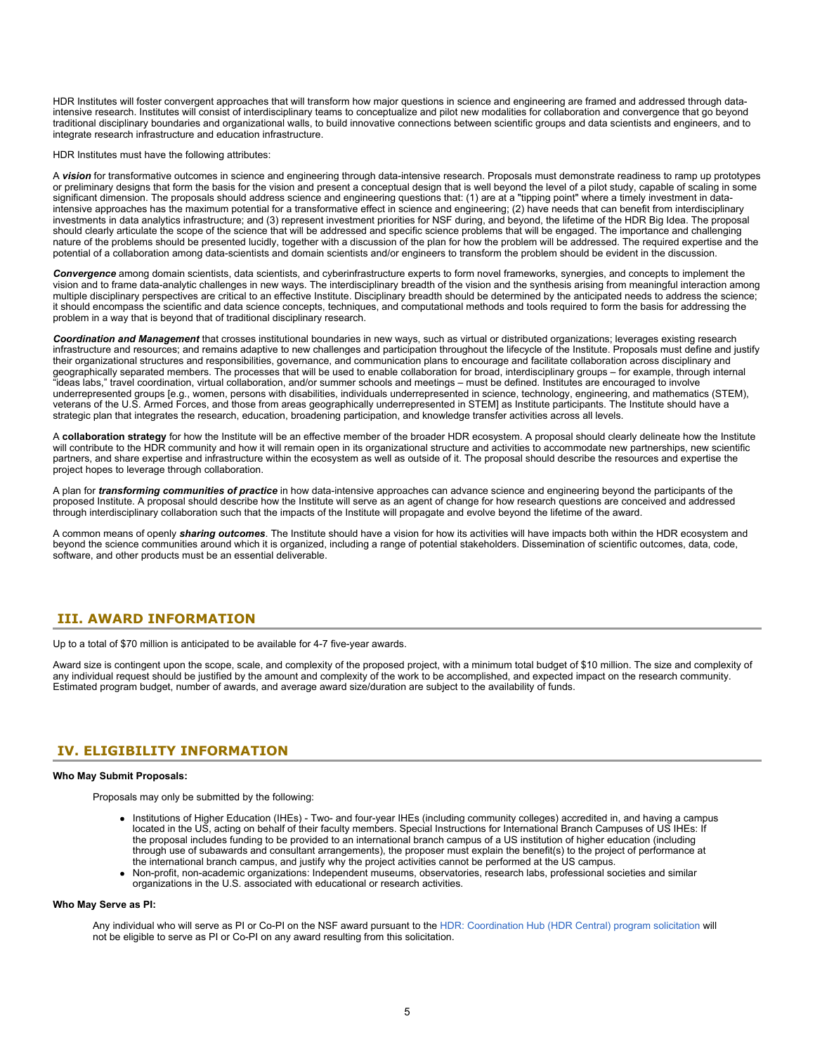HDR Institutes will foster convergent approaches that will transform how major questions in science and engineering are framed and addressed through data-intensive research. Institutes will consist of interdisciplinary teams to conceptualize and pilot new modalities for collaboration and convergence that go beyond traditional disciplinary boundaries and organizational walls, to build innovative connections between scientific groups and data scientists and engineers, and to integrate research infrastructure and education infrastructure.

HDR Institutes must have the following attributes:

A ***vision*** for transformative outcomes in science and engineering through data-intensive research. Proposals must demonstrate readiness to ramp up prototypes or preliminary designs that form the basis for the vision and present a conceptual design that is well beyond the level of a pilot study, capable of scaling in some significant dimension. The proposals should address science and engineering questions that: (1) are at a "tipping point" where a timely investment in data-intensive approaches has the maximum potential for a transformative effect in science and engineering; (2) have needs that can benefit from interdisciplinary investments in data analytics infrastructure; and (3) represent investment priorities for NSF during, and beyond, the lifetime of the HDR Big Idea. The proposal should clearly articulate the scope of the science that will be addressed and specific science problems that will be engaged. The importance and challenging nature of the problems should be presented lucidly, together with a discussion of the plan for how the problem will be addressed. The required expertise and the potential of a collaboration among data-scientists and domain scientists and/or engineers to transform the problem should be evident in the discussion.

***Convergence*** among domain scientists, data scientists, and cyberinfrastructure experts to form novel frameworks, synergies, and concepts to implement the vision and to frame data-analytic challenges in new ways. The interdisciplinary breadth of the vision and the synthesis arising from meaningful interaction among multiple disciplinary perspectives are critical to an effective Institute. Disciplinary breadth should be determined by the anticipated needs to address the science; it should encompass the scientific and data science concepts, techniques, and computational methods and tools required to form the basis for addressing the problem in a way that is beyond that of traditional disciplinary research.

***Coordination and Management*** that crosses institutional boundaries in new ways, such as virtual or distributed organizations; leverages existing research infrastructure and resources; and remains adaptive to new challenges and participation throughout the lifecycle of the Institute. Proposals must define and justify their organizational structures and responsibilities, governance, and communication plans to encourage and facilitate collaboration across disciplinary and geographically separated members. The processes that will be used to enable collaboration for broad, interdisciplinary groups – for example, through internal "ideas labs," travel coordination, virtual collaboration, and/or summer schools and meetings – must be defined. Institutes are encouraged to involve underrepresented groups [e.g., women, persons with disabilities, individuals underrepresented in science, technology, engineering, and mathematics (STEM), veterans of the U.S. Armed Forces, and those from areas geographically underrepresented in STEM] as Institute participants. The Institute should have a strategic plan that integrates the research, education, broadening participation, and knowledge transfer activities across all levels.

A **collaboration strategy** for how the Institute will be an effective member of the broader HDR ecosystem. A proposal should clearly delineate how the Institute will contribute to the HDR community and how it will remain open in its organizational structure and activities to accommodate new partnerships, new scientific partners, and share expertise and infrastructure within the ecosystem as well as outside of it. The proposal should describe the resources and expertise the project hopes to leverage through collaboration.

A plan for ***transforming communities of practice*** in how data-intensive approaches can advance science and engineering beyond the participants of the proposed Institute. A proposal should describe how the Institute will serve as an agent of change for how research questions are conceived and addressed through interdisciplinary collaboration such that the impacts of the Institute will propagate and evolve beyond the lifetime of the award.

A common means of openly ***sharing outcomes***. The Institute should have a vision for how its activities will have impacts both within the HDR ecosystem and beyond the science communities around which it is organized, including a range of potential stakeholders. Dissemination of scientific outcomes, data, code, software, and other products must be an essential deliverable.

## III. AWARD INFORMATION

Up to a total of $70 million is anticipated to be available for 4-7 five-year awards.

Award size is contingent upon the scope, scale, and complexity of the proposed project, with a minimum total budget of $10 million. The size and complexity of any individual request should be justified by the amount and complexity of the work to be accomplished, and expected impact on the research community. Estimated program budget, number of awards, and average award size/duration are subject to the availability of funds.

## IV. ELIGIBILITY INFORMATION

**Who May Submit Proposals:**

Proposals may only be submitted by the following:

- Institutions of Higher Education (IHEs) - Two- and four-year IHEs (including community colleges) accredited in, and having a campus located in the US, acting on behalf of their faculty members. Special Instructions for International Branch Campuses of US IHEs: If the proposal includes funding to be provided to an international branch campus of a US institution of higher education (including through use of subawards and consultant arrangements), the proposer must explain the benefit(s) to the project of performance at the international branch campus, and justify why the project activities cannot be performed at the US campus.
- Non-profit, non-academic organizations: Independent museums, observatories, research labs, professional societies and similar organizations in the U.S. associated with educational or research activities.

**Who May Serve as PI:**

Any individual who will serve as PI or Co-PI on the NSF award pursuant to the HDR: Coordination Hub (HDR Central) program solicitation will not be eligible to serve as PI or Co-PI on any award resulting from this solicitation.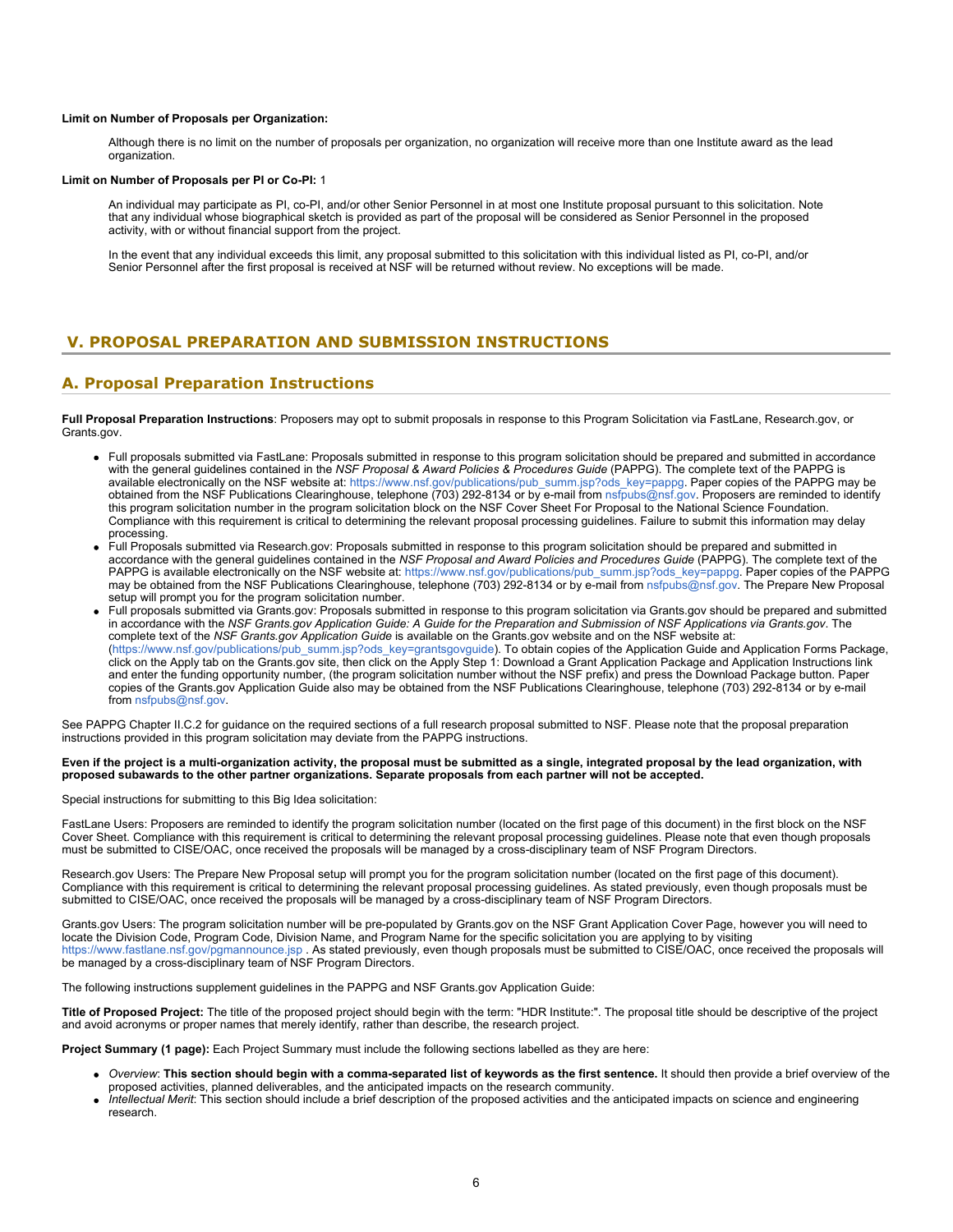**Limit on Number of Proposals per Organization:**

Although there is no limit on the number of proposals per organization, no organization will receive more than one Institute award as the lead organization.

**Limit on Number of Proposals per PI or Co-PI:** 1

An individual may participate as PI, co-PI, and/or other Senior Personnel in at most one Institute proposal pursuant to this solicitation. Note that any individual whose biographical sketch is provided as part of the proposal will be considered as Senior Personnel in the proposed activity, with or without financial support from the project.

In the event that any individual exceeds this limit, any proposal submitted to this solicitation with this individual listed as PI, co-PI, and/or Senior Personnel after the first proposal is received at NSF will be returned without review. No exceptions will be made.

## V. PROPOSAL PREPARATION AND SUBMISSION INSTRUCTIONS

### A. Proposal Preparation Instructions

**Full Proposal Preparation Instructions**: Proposers may opt to submit proposals in response to this Program Solicitation via FastLane, Research.gov, or Grants.gov.

- Full proposals submitted via FastLane: Proposals submitted in response to this program solicitation should be prepared and submitted in accordance with the general guidelines contained in the *NSF Proposal & Award Policies & Procedures Guide* (PAPPG). The complete text of the PAPPG is available electronically on the NSF website at: https://www.nsf.gov/publications/pub_summ.jsp?ods_key=pappg. Paper copies of the PAPPG may be obtained from the NSF Publications Clearinghouse, telephone (703) 292-8134 or by e-mail from nsfpubs@nsf.gov. Proposers are reminded to identify this program solicitation number in the program solicitation block on the NSF Cover Sheet For Proposal to the National Science Foundation. Compliance with this requirement is critical to determining the relevant proposal processing guidelines. Failure to submit this information may delay processing.
- Full Proposals submitted via Research.gov: Proposals submitted in response to this program solicitation should be prepared and submitted in accordance with the general guidelines contained in the *NSF Proposal and Award Policies and Procedures Guide* (PAPPG). The complete text of the PAPPG is available electronically on the NSF website at: https://www.nsf.gov/publications/pub_summ.jsp?ods_key=pappg. Paper copies of the PAPPG may be obtained from the NSF Publications Clearinghouse, telephone (703) 292-8134 or by e-mail from nsfpubs@nsf.gov. The Prepare New Proposal setup will prompt you for the program solicitation number.
- Full proposals submitted via Grants.gov: Proposals submitted in response to this program solicitation via Grants.gov should be prepared and submitted in accordance with the *NSF Grants.gov Application Guide: A Guide for the Preparation and Submission of NSF Applications via Grants.gov*. The complete text of the *NSF Grants.gov Application Guide* is available on the Grants.gov website and on the NSF website at: (https://www.nsf.gov/publications/pub_summ.jsp?ods_key=grantsgovguide). To obtain copies of the Application Guide and Application Forms Package, click on the Apply tab on the Grants.gov site, then click on the Apply Step 1: Download a Grant Application Package and Application Instructions link and enter the funding opportunity number, (the program solicitation number without the NSF prefix) and press the Download Package button. Paper copies of the Grants.gov Application Guide also may be obtained from the NSF Publications Clearinghouse, telephone (703) 292-8134 or by e-mail from nsfpubs@nsf.gov.

See PAPPG Chapter II.C.2 for guidance on the required sections of a full research proposal submitted to NSF. Please note that the proposal preparation instructions provided in this program solicitation may deviate from the PAPPG instructions.

**Even if the project is a multi-organization activity, the proposal must be submitted as a single, integrated proposal by the lead organization, with proposed subawards to the other partner organizations. Separate proposals from each partner will not be accepted.**

Special instructions for submitting to this Big Idea solicitation:

FastLane Users: Proposers are reminded to identify the program solicitation number (located on the first page of this document) in the first block on the NSF Cover Sheet. Compliance with this requirement is critical to determining the relevant proposal processing guidelines. Please note that even though proposals must be submitted to CISE/OAC, once received the proposals will be managed by a cross-disciplinary team of NSF Program Directors.

Research.gov Users: The Prepare New Proposal setup will prompt you for the program solicitation number (located on the first page of this document). Compliance with this requirement is critical to determining the relevant proposal processing guidelines. As stated previously, even though proposals must be submitted to CISE/OAC, once received the proposals will be managed by a cross-disciplinary team of NSF Program Directors.

Grants.gov Users: The program solicitation number will be pre-populated by Grants.gov on the NSF Grant Application Cover Page, however you will need to locate the Division Code, Program Code, Division Name, and Program Name for the specific solicitation you are applying to by visiting https://www.fastlane.nsf.gov/pgmannounce.jsp . As stated previously, even though proposals must be submitted to CISE/OAC, once received the proposals will be managed by a cross-disciplinary team of NSF Program Directors.

The following instructions supplement guidelines in the PAPPG and NSF Grants.gov Application Guide:

**Title of Proposed Project:** The title of the proposed project should begin with the term: "HDR Institute:". The proposal title should be descriptive of the project and avoid acronyms or proper names that merely identify, rather than describe, the research project.

**Project Summary (1 page):** Each Project Summary must include the following sections labelled as they are here:

- *Overview*: **This section should begin with a comma-separated list of keywords as the first sentence.** It should then provide a brief overview of the proposed activities, planned deliverables, and the anticipated impacts on the research community.
- *Intellectual Merit*: This section should include a brief description of the proposed activities and the anticipated impacts on science and engineering research.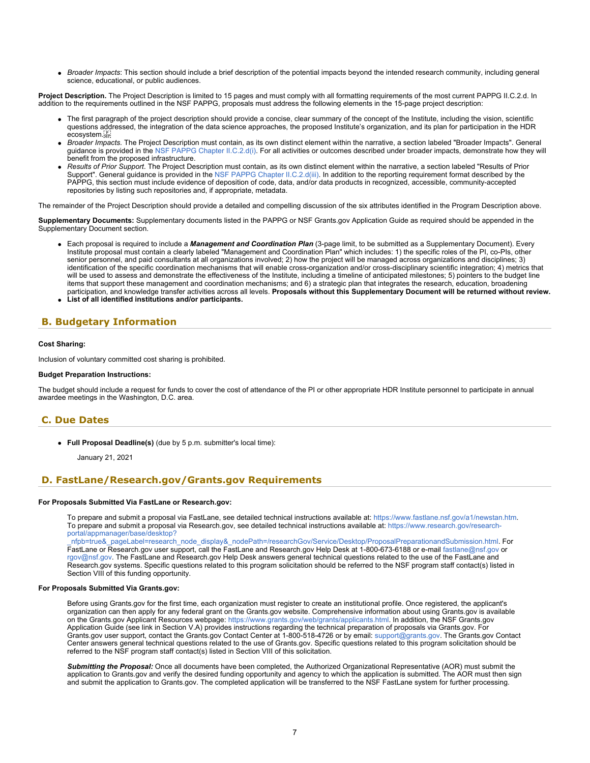- *Broader Impacts*: This section should include a brief description of the potential impacts beyond the intended research community, including general science, educational, or public audiences.

**Project Description.** The Project Description is limited to 15 pages and must comply with all formatting requirements of the most current PAPPG II.C.2.d. In addition to the requirements outlined in the NSF PAPPG, proposals must address the following elements in the 15-page project description:

- The first paragraph of the project description should provide a concise, clear summary of the concept of the Institute, including the vision, scientific questions addressed, the integration of the data science approaches, the proposed Institute's organization, and its plan for participation in the HDR ecosystem.
- *Broader Impacts.* The Project Description must contain, as its own distinct element within the narrative, a section labeled "Broader Impacts". General guidance is provided in the NSF PAPPG Chapter II.C.2.d(i). For all activities or outcomes described under broader impacts, demonstrate how they will benefit from the proposed infrastructure.
- *Results of Prior Support.* The Project Description must contain, as its own distinct element within the narrative, a section labeled "Results of Prior Support". General guidance is provided in the NSF PAPPG Chapter II.C.2.d(iii). In addition to the reporting requirement format described by the PAPPG, this section must include evidence of deposition of code, data, and/or data products in recognized, accessible, community-accepted repositories by listing such repositories and, if appropriate, metadata.

The remainder of the Project Description should provide a detailed and compelling discussion of the six attributes identified in the Program Description above.

**Supplementary Documents:** Supplementary documents listed in the PAPPG or NSF Grants.gov Application Guide as required should be appended in the Supplementary Document section.

- Each proposal is required to include a ***Management and Coordination Plan*** (3-page limit, to be submitted as a Supplementary Document). Every Institute proposal must contain a clearly labeled "Management and Coordination Plan" which includes: 1) the specific roles of the PI, co-PIs, other senior personnel, and paid consultants at all organizations involved; 2) how the project will be managed across organizations and disciplines; 3) identification of the specific coordination mechanisms that will enable cross-organization and/or cross-disciplinary scientific integration; 4) metrics that will be used to assess and demonstrate the effectiveness of the Institute, including a timeline of anticipated milestones; 5) pointers to the budget line items that support these management and coordination mechanisms; and 6) a strategic plan that integrates the research, education, broadening participation, and knowledge transfer activities across all levels. **Proposals without this Supplementary Document will be returned without review.**
- **List of all identified institutions and/or participants.**

## B. Budgetary Information

**Cost Sharing:**

Inclusion of voluntary committed cost sharing is prohibited.

**Budget Preparation Instructions:**

The budget should include a request for funds to cover the cost of attendance of the PI or other appropriate HDR Institute personnel to participate in annual awardee meetings in the Washington, D.C. area.

## C. Due Dates

- **Full Proposal Deadline(s)** (due by 5 p.m. submitter's local time):

  January 21, 2021

## D. FastLane/Research.gov/Grants.gov Requirements

**For Proposals Submitted Via FastLane or Research.gov:**

To prepare and submit a proposal via FastLane, see detailed technical instructions available at: https://www.fastlane.nsf.gov/a1/newstan.htm. To prepare and submit a proposal via Research.gov, see detailed technical instructions available at: https://www.research.gov/research-portal/appmanager/base/desktop?_nfpb=true&_pageLabel=research_node_display&_nodePath=/researchGov/Service/Desktop/ProposalPreparationandSubmission.html. For FastLane or Research.gov user support, call the FastLane and Research.gov Help Desk at 1-800-673-6188 or e-mail fastlane@nsf.gov or rgov@nsf.gov. The FastLane and Research.gov Help Desk answers general technical questions related to the use of the FastLane and Research.gov systems. Specific questions related to this program solicitation should be referred to the NSF program staff contact(s) listed in Section VIII of this funding opportunity.

**For Proposals Submitted Via Grants.gov:**

Before using Grants.gov for the first time, each organization must register to create an institutional profile. Once registered, the applicant's organization can then apply for any federal grant on the Grants.gov website. Comprehensive information about using Grants.gov is available on the Grants.gov Applicant Resources webpage: https://www.grants.gov/web/grants/applicants.html. In addition, the NSF Grants.gov Application Guide (see link in Section V.A) provides instructions regarding the technical preparation of proposals via Grants.gov. For Grants.gov user support, contact the Grants.gov Contact Center at 1-800-518-4726 or by email: support@grants.gov. The Grants.gov Contact Center answers general technical questions related to the use of Grants.gov. Specific questions related to this program solicitation should be referred to the NSF program staff contact(s) listed in Section VIII of this solicitation.

***Submitting the Proposal:*** Once all documents have been completed, the Authorized Organizational Representative (AOR) must submit the application to Grants.gov and verify the desired funding opportunity and agency to which the application is submitted. The AOR must then sign and submit the application to Grants.gov. The completed application will be transferred to the NSF FastLane system for further processing.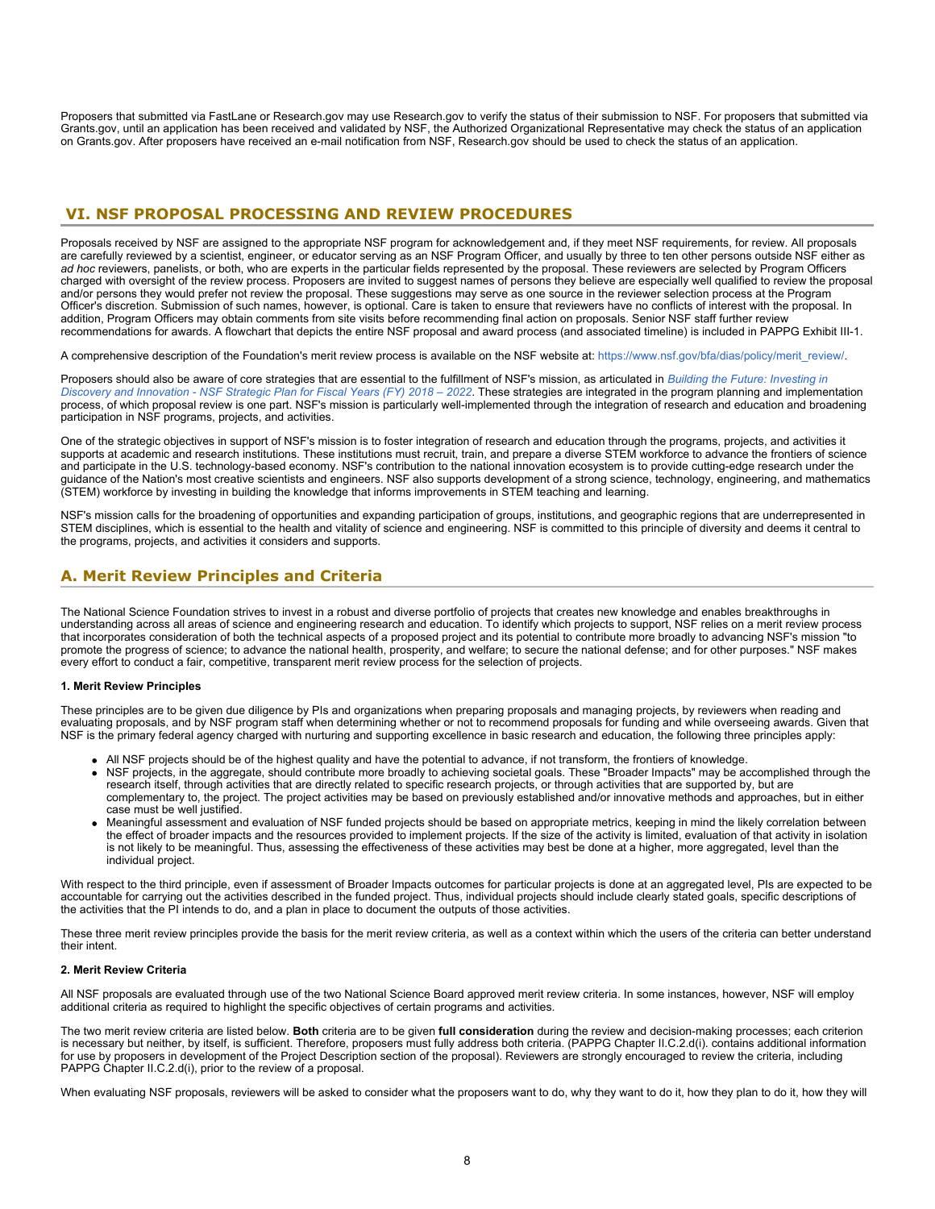Proposers that submitted via FastLane or Research.gov may use Research.gov to verify the status of their submission to NSF. For proposers that submitted via Grants.gov, until an application has been received and validated by NSF, the Authorized Organizational Representative may check the status of an application on Grants.gov. After proposers have received an e-mail notification from NSF, Research.gov should be used to check the status of an application.

## VI. NSF PROPOSAL PROCESSING AND REVIEW PROCEDURES

Proposals received by NSF are assigned to the appropriate NSF program for acknowledgement and, if they meet NSF requirements, for review. All proposals are carefully reviewed by a scientist, engineer, or educator serving as an NSF Program Officer, and usually by three to ten other persons outside NSF either as *ad hoc* reviewers, panelists, or both, who are experts in the particular fields represented by the proposal. These reviewers are selected by Program Officers charged with oversight of the review process. Proposers are invited to suggest names of persons they believe are especially well qualified to review the proposal and/or persons they would prefer not review the proposal. These suggestions may serve as one source in the reviewer selection process at the Program Officer's discretion. Submission of such names, however, is optional. Care is taken to ensure that reviewers have no conflicts of interest with the proposal. In addition, Program Officers may obtain comments from site visits before recommending final action on proposals. Senior NSF staff further review recommendations for awards. A flowchart that depicts the entire NSF proposal and award process (and associated timeline) is included in PAPPG Exhibit III-1.

A comprehensive description of the Foundation's merit review process is available on the NSF website at: https://www.nsf.gov/bfa/dias/policy/merit_review/.

Proposers should also be aware of core strategies that are essential to the fulfillment of NSF's mission, as articulated in *Building the Future: Investing in Discovery and Innovation - NSF Strategic Plan for Fiscal Years (FY) 2018 – 2022*. These strategies are integrated in the program planning and implementation process, of which proposal review is one part. NSF's mission is particularly well-implemented through the integration of research and education and broadening participation in NSF programs, projects, and activities.

One of the strategic objectives in support of NSF's mission is to foster integration of research and education through the programs, projects, and activities it supports at academic and research institutions. These institutions must recruit, train, and prepare a diverse STEM workforce to advance the frontiers of science and participate in the U.S. technology-based economy. NSF's contribution to the national innovation ecosystem is to provide cutting-edge research under the guidance of the Nation's most creative scientists and engineers. NSF also supports development of a strong science, technology, engineering, and mathematics (STEM) workforce by investing in building the knowledge that informs improvements in STEM teaching and learning.

NSF's mission calls for the broadening of opportunities and expanding participation of groups, institutions, and geographic regions that are underrepresented in STEM disciplines, which is essential to the health and vitality of science and engineering. NSF is committed to this principle of diversity and deems it central to the programs, projects, and activities it considers and supports.

### A. Merit Review Principles and Criteria

The National Science Foundation strives to invest in a robust and diverse portfolio of projects that creates new knowledge and enables breakthroughs in understanding across all areas of science and engineering research and education. To identify which projects to support, NSF relies on a merit review process that incorporates consideration of both the technical aspects of a proposed project and its potential to contribute more broadly to advancing NSF's mission "to promote the progress of science; to advance the national health, prosperity, and welfare; to secure the national defense; and for other purposes." NSF makes every effort to conduct a fair, competitive, transparent merit review process for the selection of projects.

**1. Merit Review Principles**

These principles are to be given due diligence by PIs and organizations when preparing proposals and managing projects, by reviewers when reading and evaluating proposals, and by NSF program staff when determining whether or not to recommend proposals for funding and while overseeing awards. Given that NSF is the primary federal agency charged with nurturing and supporting excellence in basic research and education, the following three principles apply:

- All NSF projects should be of the highest quality and have the potential to advance, if not transform, the frontiers of knowledge.
- NSF projects, in the aggregate, should contribute more broadly to achieving societal goals. These "Broader Impacts" may be accomplished through the research itself, through activities that are directly related to specific research projects, or through activities that are supported by, but are complementary to, the project. The project activities may be based on previously established and/or innovative methods and approaches, but in either case must be well justified.
- Meaningful assessment and evaluation of NSF funded projects should be based on appropriate metrics, keeping in mind the likely correlation between the effect of broader impacts and the resources provided to implement projects. If the size of the activity is limited, evaluation of that activity in isolation is not likely to be meaningful. Thus, assessing the effectiveness of these activities may best be done at a higher, more aggregated, level than the individual project.

With respect to the third principle, even if assessment of Broader Impacts outcomes for particular projects is done at an aggregated level, PIs are expected to be accountable for carrying out the activities described in the funded project. Thus, individual projects should include clearly stated goals, specific descriptions of the activities that the PI intends to do, and a plan in place to document the outputs of those activities.

These three merit review principles provide the basis for the merit review criteria, as well as a context within which the users of the criteria can better understand their intent.

**2. Merit Review Criteria**

All NSF proposals are evaluated through use of the two National Science Board approved merit review criteria. In some instances, however, NSF will employ additional criteria as required to highlight the specific objectives of certain programs and activities.

The two merit review criteria are listed below. **Both** criteria are to be given **full consideration** during the review and decision-making processes; each criterion is necessary but neither, by itself, is sufficient. Therefore, proposers must fully address both criteria. (PAPPG Chapter II.C.2.d(i). contains additional information for use by proposers in development of the Project Description section of the proposal). Reviewers are strongly encouraged to review the criteria, including PAPPG Chapter II.C.2.d(i), prior to the review of a proposal.

When evaluating NSF proposals, reviewers will be asked to consider what the proposers want to do, why they want to do it, how they plan to do it, how they will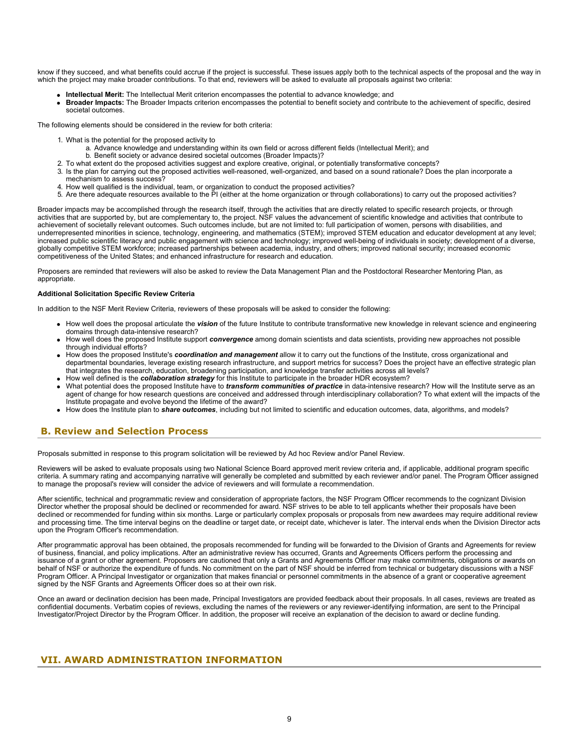know if they succeed, and what benefits could accrue if the project is successful. These issues apply both to the technical aspects of the proposal and the way in which the project may make broader contributions. To that end, reviewers will be asked to evaluate all proposals against two criteria:

- **Intellectual Merit:** The Intellectual Merit criterion encompasses the potential to advance knowledge; and
- **Broader Impacts:** The Broader Impacts criterion encompasses the potential to benefit society and contribute to the achievement of specific, desired societal outcomes.

The following elements should be considered in the review for both criteria:

1. What is the potential for the proposed activity to
   a. Advance knowledge and understanding within its own field or across different fields (Intellectual Merit); and
   b. Benefit society or advance desired societal outcomes (Broader Impacts)?
2. To what extent do the proposed activities suggest and explore creative, original, or potentially transformative concepts?
3. Is the plan for carrying out the proposed activities well-reasoned, well-organized, and based on a sound rationale? Does the plan incorporate a mechanism to assess success?
4. How well qualified is the individual, team, or organization to conduct the proposed activities?
5. Are there adequate resources available to the PI (either at the home organization or through collaborations) to carry out the proposed activities?

Broader impacts may be accomplished through the research itself, through the activities that are directly related to specific research projects, or through activities that are supported by, but are complementary to, the project. NSF values the advancement of scientific knowledge and activities that contribute to achievement of societally relevant outcomes. Such outcomes include, but are not limited to: full participation of women, persons with disabilities, and underrepresented minorities in science, technology, engineering, and mathematics (STEM); improved STEM education and educator development at any level; increased public scientific literacy and public engagement with science and technology; improved well-being of individuals in society; development of a diverse, globally competitive STEM workforce; increased partnerships between academia, industry, and others; improved national security; increased economic competitiveness of the United States; and enhanced infrastructure for research and education.

Proposers are reminded that reviewers will also be asked to review the Data Management Plan and the Postdoctoral Researcher Mentoring Plan, as appropriate.

**Additional Solicitation Specific Review Criteria**

In addition to the NSF Merit Review Criteria, reviewers of these proposals will be asked to consider the following:

- How well does the proposal articulate the ***vision*** of the future Institute to contribute transformative new knowledge in relevant science and engineering domains through data-intensive research?
- How well does the proposed Institute support ***convergence*** among domain scientists and data scientists, providing new approaches not possible through individual efforts?
- How does the proposed Institute's ***coordination and management*** allow it to carry out the functions of the Institute, cross organizational and departmental boundaries, leverage existing research infrastructure, and support metrics for success? Does the project have an effective strategic plan that integrates the research, education, broadening participation, and knowledge transfer activities across all levels?
- How well defined is the ***collaboration strategy*** for this Institute to participate in the broader HDR ecosystem?
- What potential does the proposed Institute have to ***transform communities of practice*** in data-intensive research? How will the Institute serve as an agent of change for how research questions are conceived and addressed through interdisciplinary collaboration? To what extent will the impacts of the Institute propagate and evolve beyond the lifetime of the award?
- How does the Institute plan to ***share outcomes***, including but not limited to scientific and education outcomes, data, algorithms, and models?

## B. Review and Selection Process

Proposals submitted in response to this program solicitation will be reviewed by Ad hoc Review and/or Panel Review.

Reviewers will be asked to evaluate proposals using two National Science Board approved merit review criteria and, if applicable, additional program specific criteria. A summary rating and accompanying narrative will generally be completed and submitted by each reviewer and/or panel. The Program Officer assigned to manage the proposal's review will consider the advice of reviewers and will formulate a recommendation.

After scientific, technical and programmatic review and consideration of appropriate factors, the NSF Program Officer recommends to the cognizant Division Director whether the proposal should be declined or recommended for award. NSF strives to be able to tell applicants whether their proposals have been declined or recommended for funding within six months. Large or particularly complex proposals or proposals from new awardees may require additional review and processing time. The time interval begins on the deadline or target date, or receipt date, whichever is later. The interval ends when the Division Director acts upon the Program Officer's recommendation.

After programmatic approval has been obtained, the proposals recommended for funding will be forwarded to the Division of Grants and Agreements for review of business, financial, and policy implications. After an administrative review has occurred, Grants and Agreements Officers perform the processing and issuance of a grant or other agreement. Proposers are cautioned that only a Grants and Agreements Officer may make commitments, obligations or awards on behalf of NSF or authorize the expenditure of funds. No commitment on the part of NSF should be inferred from technical or budgetary discussions with a NSF Program Officer. A Principal Investigator or organization that makes financial or personnel commitments in the absence of a grant or cooperative agreement signed by the NSF Grants and Agreements Officer does so at their own risk.

Once an award or declination decision has been made, Principal Investigators are provided feedback about their proposals. In all cases, reviews are treated as confidential documents. Verbatim copies of reviews, excluding the names of the reviewers or any reviewer-identifying information, are sent to the Principal Investigator/Project Director by the Program Officer. In addition, the proposer will receive an explanation of the decision to award or decline funding.

# VII. AWARD ADMINISTRATION INFORMATION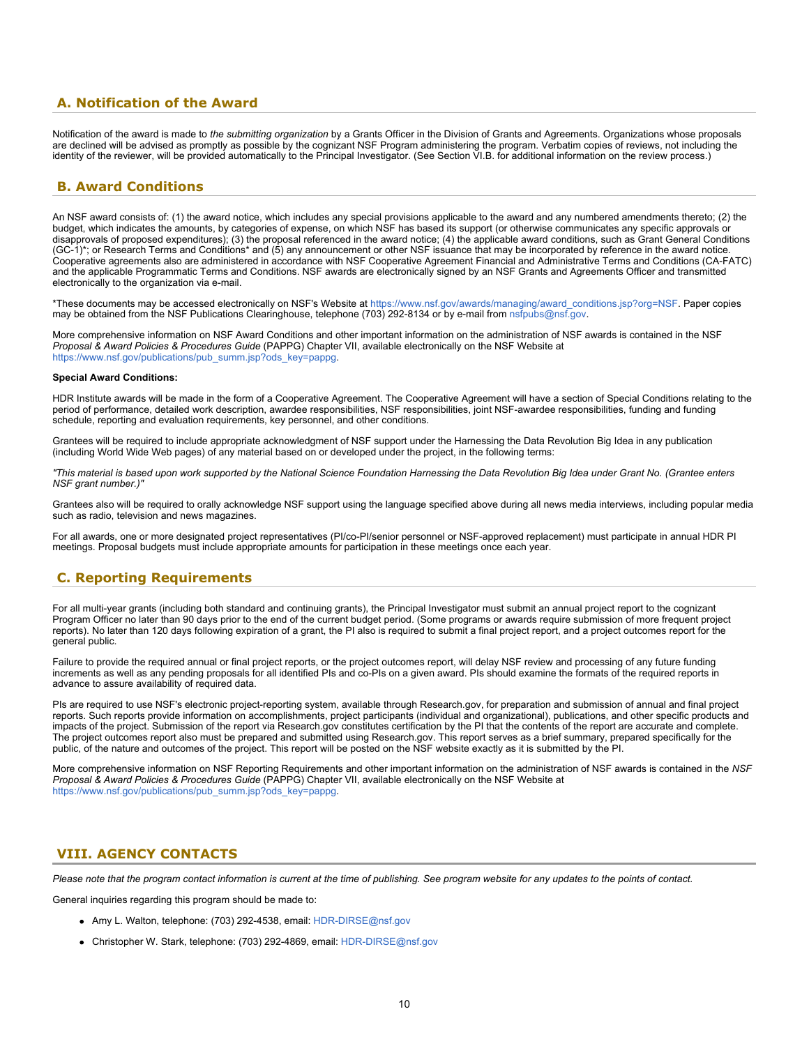## A. Notification of the Award

Notification of the award is made to *the submitting organization* by a Grants Officer in the Division of Grants and Agreements. Organizations whose proposals are declined will be advised as promptly as possible by the cognizant NSF Program administering the program. Verbatim copies of reviews, not including the identity of the reviewer, will be provided automatically to the Principal Investigator. (See Section VI.B. for additional information on the review process.)

## B. Award Conditions

An NSF award consists of: (1) the award notice, which includes any special provisions applicable to the award and any numbered amendments thereto; (2) the budget, which indicates the amounts, by categories of expense, on which NSF has based its support (or otherwise communicates any specific approvals or disapprovals of proposed expenditures); (3) the proposal referenced in the award notice; (4) the applicable award conditions, such as Grant General Conditions (GC-1)*; or Research Terms and Conditions* and (5) any announcement or other NSF issuance that may be incorporated by reference in the award notice. Cooperative agreements also are administered in accordance with NSF Cooperative Agreement Financial and Administrative Terms and Conditions (CA-FATC) and the applicable Programmatic Terms and Conditions. NSF awards are electronically signed by an NSF Grants and Agreements Officer and transmitted electronically to the organization via e-mail.

*These documents may be accessed electronically on NSF's Website at https://www.nsf.gov/awards/managing/award_conditions.jsp?org=NSF. Paper copies may be obtained from the NSF Publications Clearinghouse, telephone (703) 292-8134 or by e-mail from nsfpubs@nsf.gov.

More comprehensive information on NSF Award Conditions and other important information on the administration of NSF awards is contained in the NSF *Proposal & Award Policies & Procedures Guide* (PAPPG) Chapter VII, available electronically on the NSF Website at https://www.nsf.gov/publications/pub_summ.jsp?ods_key=pappg.

**Special Award Conditions:**

HDR Institute awards will be made in the form of a Cooperative Agreement. The Cooperative Agreement will have a section of Special Conditions relating to the period of performance, detailed work description, awardee responsibilities, NSF responsibilities, joint NSF-awardee responsibilities, funding and funding schedule, reporting and evaluation requirements, key personnel, and other conditions.

Grantees will be required to include appropriate acknowledgment of NSF support under the Harnessing the Data Revolution Big Idea in any publication (including World Wide Web pages) of any material based on or developed under the project, in the following terms:

*"This material is based upon work supported by the National Science Foundation Harnessing the Data Revolution Big Idea under Grant No. (Grantee enters NSF grant number.)"*

Grantees also will be required to orally acknowledge NSF support using the language specified above during all news media interviews, including popular media such as radio, television and news magazines.

For all awards, one or more designated project representatives (PI/co-PI/senior personnel or NSF-approved replacement) must participate in annual HDR PI meetings. Proposal budgets must include appropriate amounts for participation in these meetings once each year.

## C. Reporting Requirements

For all multi-year grants (including both standard and continuing grants), the Principal Investigator must submit an annual project report to the cognizant Program Officer no later than 90 days prior to the end of the current budget period. (Some programs or awards require submission of more frequent project reports). No later than 120 days following expiration of a grant, the PI also is required to submit a final project report, and a project outcomes report for the general public.

Failure to provide the required annual or final project reports, or the project outcomes report, will delay NSF review and processing of any future funding increments as well as any pending proposals for all identified PIs and co-PIs on a given award. PIs should examine the formats of the required reports in advance to assure availability of required data.

PIs are required to use NSF's electronic project-reporting system, available through Research.gov, for preparation and submission of annual and final project reports. Such reports provide information on accomplishments, project participants (individual and organizational), publications, and other specific products and impacts of the project. Submission of the report via Research.gov constitutes certification by the PI that the contents of the report are accurate and complete. The project outcomes report also must be prepared and submitted using Research.gov. This report serves as a brief summary, prepared specifically for the public, of the nature and outcomes of the project. This report will be posted on the NSF website exactly as it is submitted by the PI.

More comprehensive information on NSF Reporting Requirements and other important information on the administration of NSF awards is contained in the *NSF Proposal & Award Policies & Procedures Guide* (PAPPG) Chapter VII, available electronically on the NSF Website at https://www.nsf.gov/publications/pub_summ.jsp?ods_key=pappg.

# VIII. AGENCY CONTACTS

*Please note that the program contact information is current at the time of publishing. See program website for any updates to the points of contact.*

General inquiries regarding this program should be made to:

- Amy L. Walton, telephone: (703) 292-4538, email: HDR-DIRSE@nsf.gov
- Christopher W. Stark, telephone: (703) 292-4869, email: HDR-DIRSE@nsf.gov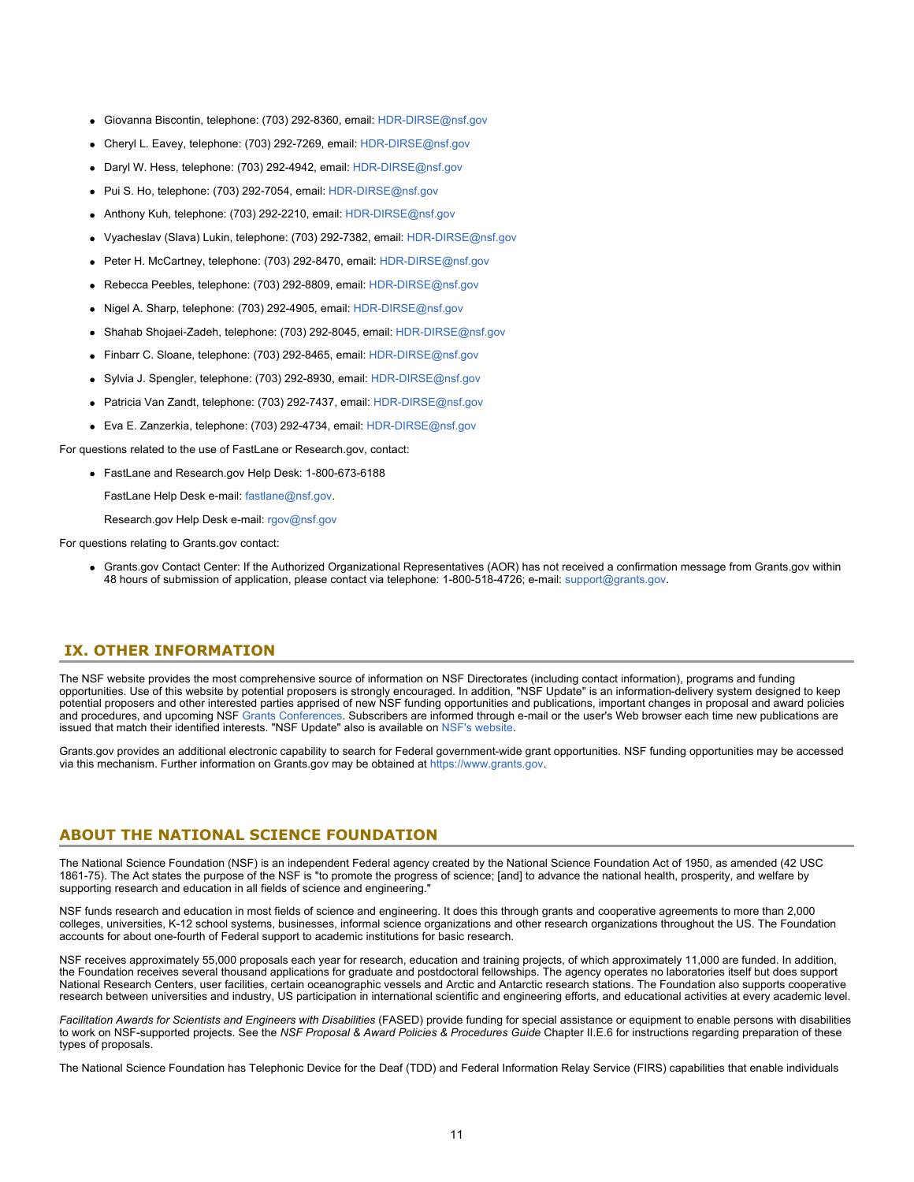- Giovanna Biscontin, telephone: (703) 292-8360, email: HDR-DIRSE@nsf.gov
- Cheryl L. Eavey, telephone: (703) 292-7269, email: HDR-DIRSE@nsf.gov
- Daryl W. Hess, telephone: (703) 292-4942, email: HDR-DIRSE@nsf.gov
- Pui S. Ho, telephone: (703) 292-7054, email: HDR-DIRSE@nsf.gov
- Anthony Kuh, telephone: (703) 292-2210, email: HDR-DIRSE@nsf.gov
- Vyacheslav (Slava) Lukin, telephone: (703) 292-7382, email: HDR-DIRSE@nsf.gov
- Peter H. McCartney, telephone: (703) 292-8470, email: HDR-DIRSE@nsf.gov
- Rebecca Peebles, telephone: (703) 292-8809, email: HDR-DIRSE@nsf.gov
- Nigel A. Sharp, telephone: (703) 292-4905, email: HDR-DIRSE@nsf.gov
- Shahab Shojaei-Zadeh, telephone: (703) 292-8045, email: HDR-DIRSE@nsf.gov
- Finbarr C. Sloane, telephone: (703) 292-8465, email: HDR-DIRSE@nsf.gov
- Sylvia J. Spengler, telephone: (703) 292-8930, email: HDR-DIRSE@nsf.gov
- Patricia Van Zandt, telephone: (703) 292-7437, email: HDR-DIRSE@nsf.gov
- Eva E. Zanzerkia, telephone: (703) 292-4734, email: HDR-DIRSE@nsf.gov

For questions related to the use of FastLane or Research.gov, contact:

- FastLane and Research.gov Help Desk: 1-800-673-6188

  FastLane Help Desk e-mail: fastlane@nsf.gov.

  Research.gov Help Desk e-mail: rgov@nsf.gov

For questions relating to Grants.gov contact:

- Grants.gov Contact Center: If the Authorized Organizational Representatives (AOR) has not received a confirmation message from Grants.gov within 48 hours of submission of application, please contact via telephone: 1-800-518-4726; e-mail: support@grants.gov.

## IX. OTHER INFORMATION

The NSF website provides the most comprehensive source of information on NSF Directorates (including contact information), programs and funding opportunities. Use of this website by potential proposers is strongly encouraged. In addition, "NSF Update" is an information-delivery system designed to keep potential proposers and other interested parties apprised of new NSF funding opportunities and publications, important changes in proposal and award policies and procedures, and upcoming NSF Grants Conferences. Subscribers are informed through e-mail or the user's Web browser each time new publications are issued that match their identified interests. "NSF Update" also is available on NSF's website.

Grants.gov provides an additional electronic capability to search for Federal government-wide grant opportunities. NSF funding opportunities may be accessed via this mechanism. Further information on Grants.gov may be obtained at https://www.grants.gov.

## ABOUT THE NATIONAL SCIENCE FOUNDATION

The National Science Foundation (NSF) is an independent Federal agency created by the National Science Foundation Act of 1950, as amended (42 USC 1861-75). The Act states the purpose of the NSF is "to promote the progress of science; [and] to advance the national health, prosperity, and welfare by supporting research and education in all fields of science and engineering."

NSF funds research and education in most fields of science and engineering. It does this through grants and cooperative agreements to more than 2,000 colleges, universities, K-12 school systems, businesses, informal science organizations and other research organizations throughout the US. The Foundation accounts for about one-fourth of Federal support to academic institutions for basic research.

NSF receives approximately 55,000 proposals each year for research, education and training projects, of which approximately 11,000 are funded. In addition, the Foundation receives several thousand applications for graduate and postdoctoral fellowships. The agency operates no laboratories itself but does support National Research Centers, user facilities, certain oceanographic vessels and Arctic and Antarctic research stations. The Foundation also supports cooperative research between universities and industry, US participation in international scientific and engineering efforts, and educational activities at every academic level.

*Facilitation Awards for Scientists and Engineers with Disabilities* (FASED) provide funding for special assistance or equipment to enable persons with disabilities to work on NSF-supported projects. See the *NSF Proposal & Award Policies & Procedures Guide* Chapter II.E.6 for instructions regarding preparation of these types of proposals.

The National Science Foundation has Telephonic Device for the Deaf (TDD) and Federal Information Relay Service (FIRS) capabilities that enable individuals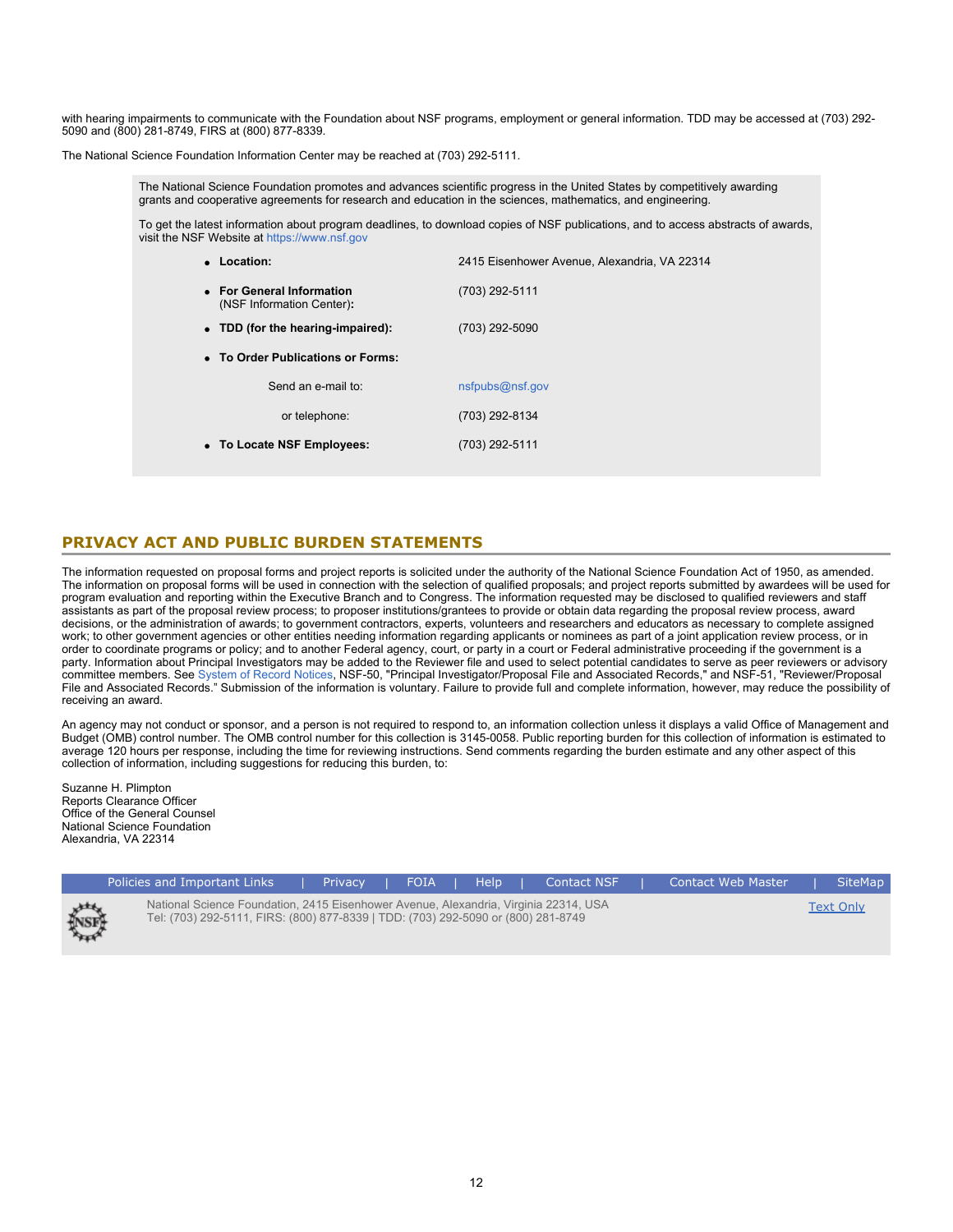with hearing impairments to communicate with the Foundation about NSF programs, employment or general information. TDD may be accessed at (703) 292-5090 and (800) 281-8749, FIRS at (800) 877-8339.

The National Science Foundation Information Center may be reached at (703) 292-5111.

The National Science Foundation promotes and advances scientific progress in the United States by competitively awarding grants and cooperative agreements for research and education in the sciences, mathematics, and engineering.

To get the latest information about program deadlines, to download copies of NSF publications, and to access abstracts of awards, visit the NSF Website at https://www.nsf.gov

- **Location:** 2415 Eisenhower Avenue, Alexandria, VA 22314
- **For General Information** (NSF Information Center)**:** (703) 292-5111
- **TDD (for the hearing-impaired):** (703) 292-5090
- **To Order Publications or Forms:**
  - Send an e-mail to: nsfpubs@nsf.gov
  - or telephone: (703) 292-8134
- **To Locate NSF Employees:** (703) 292-5111

## PRIVACY ACT AND PUBLIC BURDEN STATEMENTS

The information requested on proposal forms and project reports is solicited under the authority of the National Science Foundation Act of 1950, as amended. The information on proposal forms will be used in connection with the selection of qualified proposals; and project reports submitted by awardees will be used for program evaluation and reporting within the Executive Branch and to Congress. The information requested may be disclosed to qualified reviewers and staff assistants as part of the proposal review process; to proposer institutions/grantees to provide or obtain data regarding the proposal review process, award decisions, or the administration of awards; to government contractors, experts, volunteers and researchers and educators as necessary to complete assigned work; to other government agencies or other entities needing information regarding applicants or nominees as part of a joint application review process, or in order to coordinate programs or policy; and to another Federal agency, court, or party in a court or Federal administrative proceeding if the government is a party. Information about Principal Investigators may be added to the Reviewer file and used to select potential candidates to serve as peer reviewers or advisory committee members. See System of Record Notices, NSF-50, "Principal Investigator/Proposal File and Associated Records," and NSF-51, "Reviewer/Proposal File and Associated Records." Submission of the information is voluntary. Failure to provide full and complete information, however, may reduce the possibility of receiving an award.

An agency may not conduct or sponsor, and a person is not required to respond to, an information collection unless it displays a valid Office of Management and Budget (OMB) control number. The OMB control number for this collection is 3145-0058. Public reporting burden for this collection of information is estimated to average 120 hours per response, including the time for reviewing instructions. Send comments regarding the burden estimate and any other aspect of this collection of information, including suggestions for reducing this burden, to:

Suzanne H. Plimpton
Reports Clearance Officer
Office of the General Counsel
National Science Foundation
Alexandria, VA 22314

Policies and Important Links | Privacy | FOIA | Help | Contact NSF | Contact Web Master | SiteMap

National Science Foundation, 2415 Eisenhower Avenue, Alexandria, Virginia 22314, USA
Tel: (703) 292-5111, FIRS: (800) 877-8339 | TDD: (703) 292-5090 or (800) 281-8749

Text Only